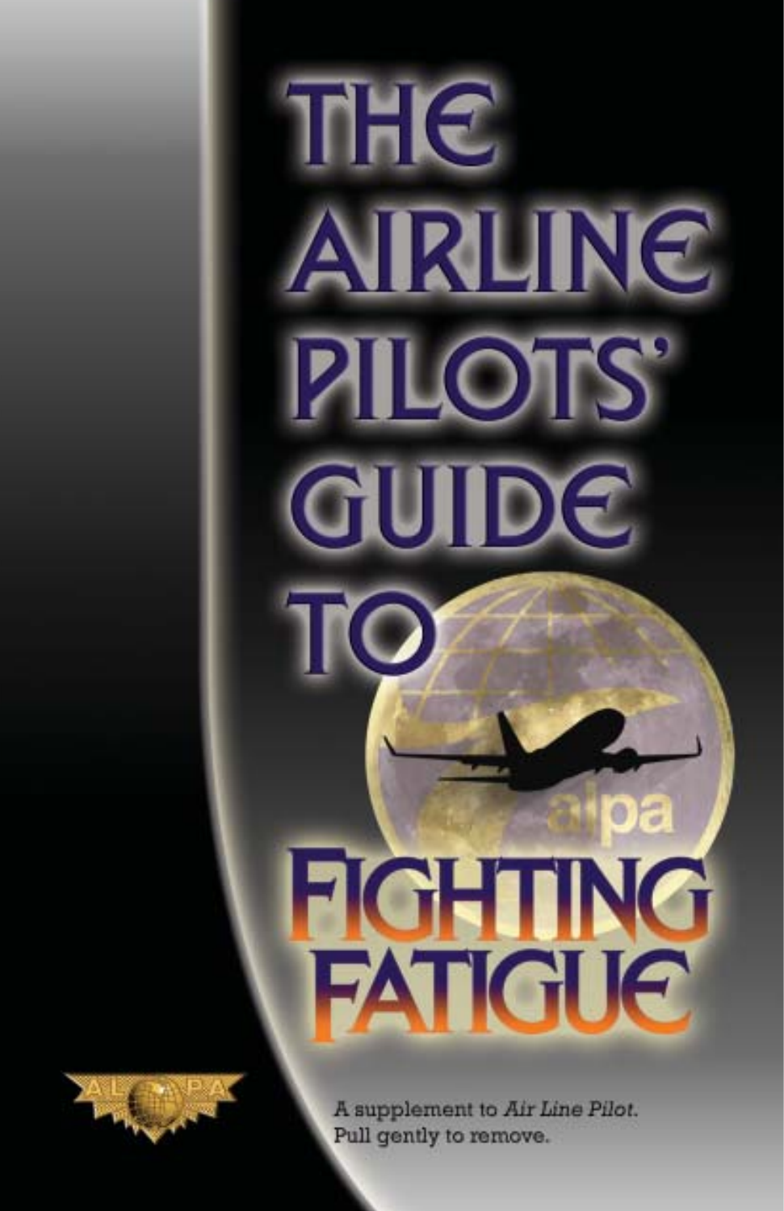# THE AIRLINE PILOTS' GUIDE TO FIGHTING FATIGUE

A supplement to *Air Line Pilot*.
Pull gently to remove.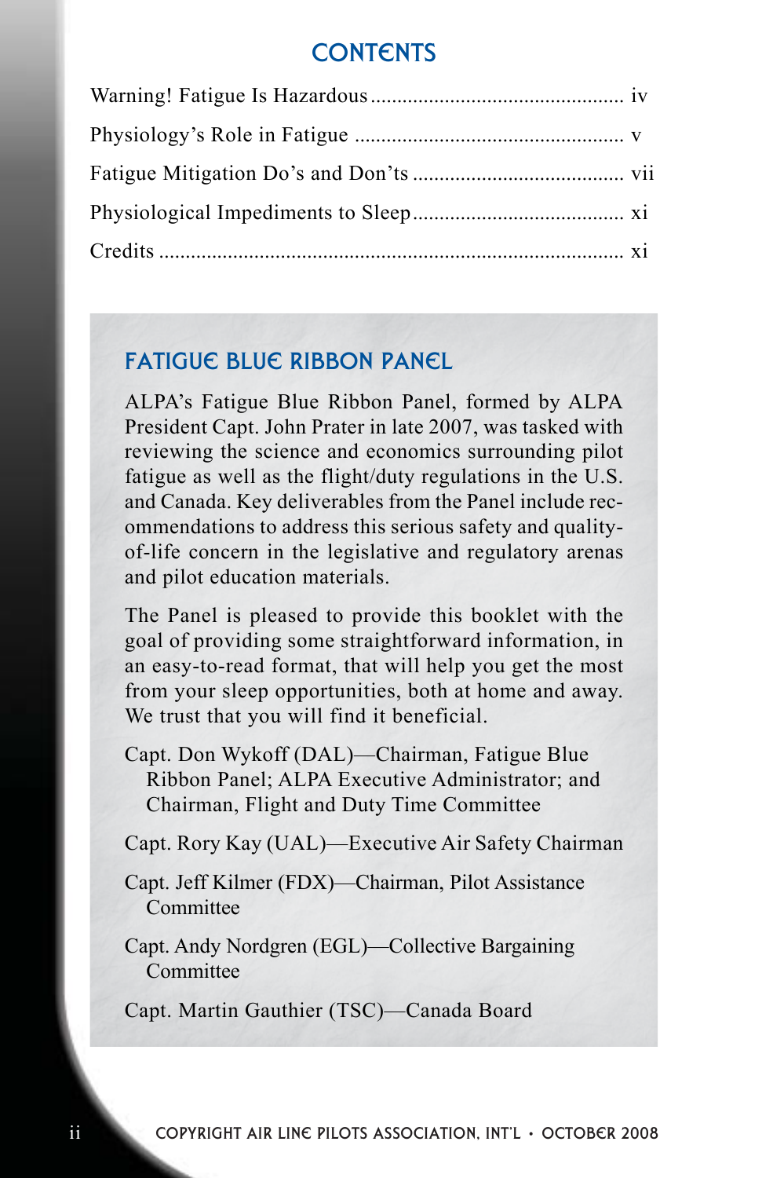## CONTENTS

Warning! Fatigue Is Hazardous ................................................ iv

Physiology's Role in Fatigue .................................................. v

Fatigue Mitigation Do's and Don'ts ....................................... vii

Physiological Impediments to Sleep....................................... xi

Credits ..................................................................................... xi

## FATIGUE BLUE RIBBON PANEL

ALPA's Fatigue Blue Ribbon Panel, formed by ALPA President Capt. John Prater in late 2007, was tasked with reviewing the science and economics surrounding pilot fatigue as well as the flight/duty regulations in the U.S. and Canada. Key deliverables from the Panel include recommendations to address this serious safety and quality-of-life concern in the legislative and regulatory arenas and pilot education materials.

The Panel is pleased to provide this booklet with the goal of providing some straightforward information, in an easy-to-read format, that will help you get the most from your sleep opportunities, both at home and away. We trust that you will find it beneficial.

Capt. Don Wykoff (DAL)—Chairman, Fatigue Blue Ribbon Panel; ALPA Executive Administrator; and Chairman, Flight and Duty Time Committee

Capt. Rory Kay (UAL)—Executive Air Safety Chairman

Capt. Jeff Kilmer (FDX)—Chairman, Pilot Assistance Committee

Capt. Andy Nordgren (EGL)—Collective Bargaining Committee

Capt. Martin Gauthier (TSC)—Canada Board

COPYRIGHT AIR LINE PILOTS ASSOCIATION, INT'L • OCTOBER 2008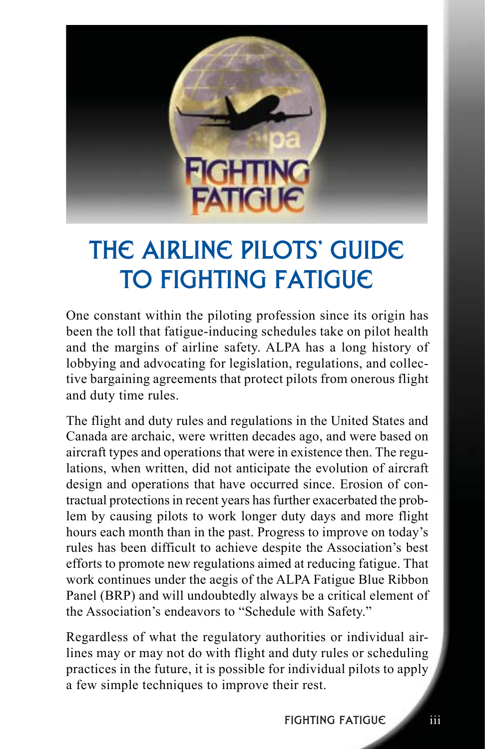# THE AIRLINE PILOTS' GUIDE TO FIGHTING FATIGUE

One constant within the piloting profession since its origin has been the toll that fatigue-inducing schedules take on pilot health and the margins of airline safety. ALPA has a long history of lobbying and advocating for legislation, regulations, and collective bargaining agreements that protect pilots from onerous flight and duty time rules.

The flight and duty rules and regulations in the United States and Canada are archaic, were written decades ago, and were based on aircraft types and operations that were in existence then. The regulations, when written, did not anticipate the evolution of aircraft design and operations that have occurred since. Erosion of contractual protections in recent years has further exacerbated the problem by causing pilots to work longer duty days and more flight hours each month than in the past. Progress to improve on today's rules has been difficult to achieve despite the Association's best efforts to promote new regulations aimed at reducing fatigue. That work continues under the aegis of the ALPA Fatigue Blue Ribbon Panel (BRP) and will undoubtedly always be a critical element of the Association's endeavors to "Schedule with Safety."

Regardless of what the regulatory authorities or individual airlines may or may not do with flight and duty rules or scheduling practices in the future, it is possible for individual pilots to apply a few simple techniques to improve their rest.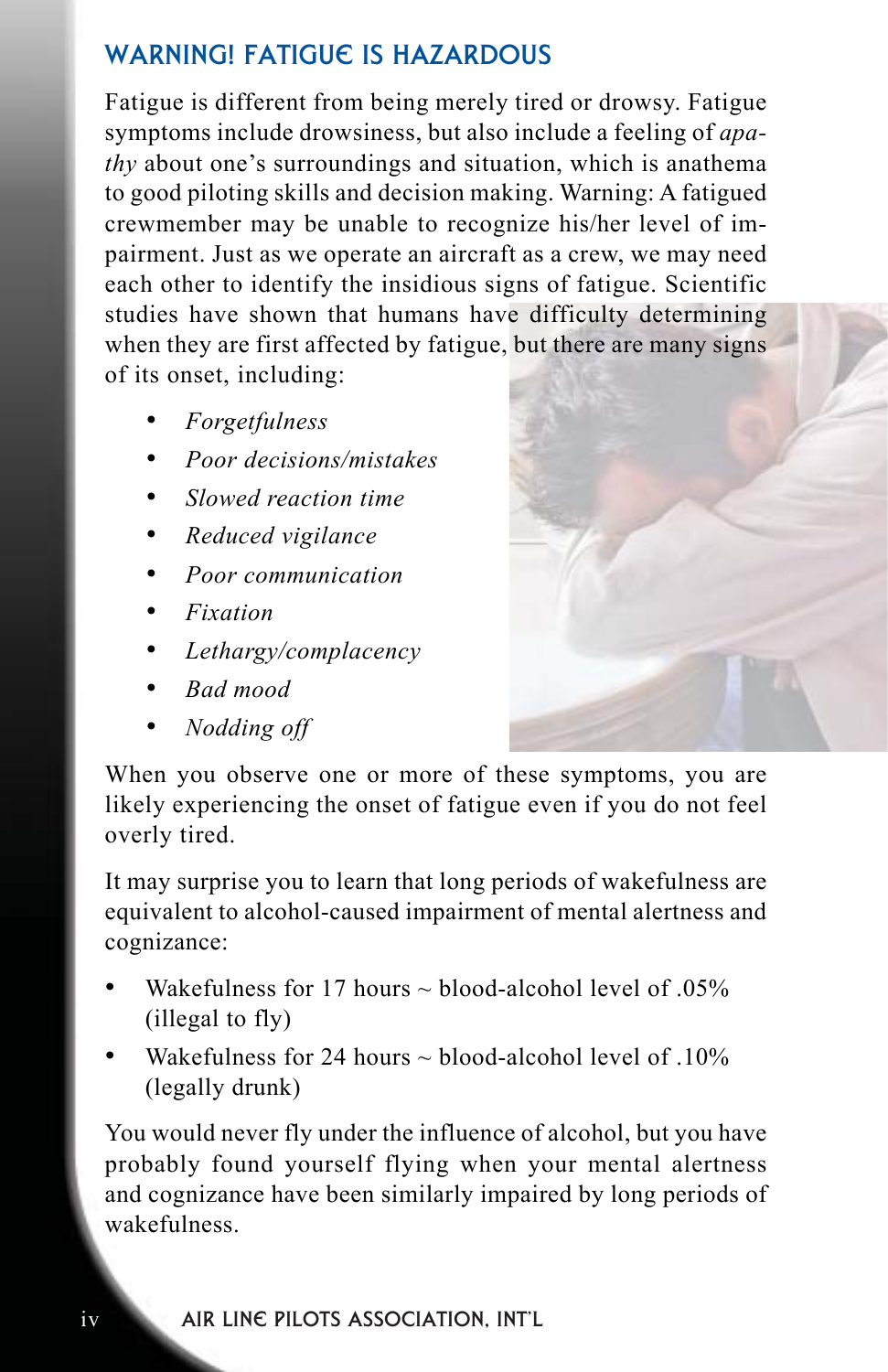## WARNING! FATIGUE IS HAZARDOUS

Fatigue is different from being merely tired or drowsy. Fatigue symptoms include drowsiness, but also include a feeling of *apathy* about one's surroundings and situation, which is anathema to good piloting skills and decision making. Warning: A fatigued crewmember may be unable to recognize his/her level of impairment. Just as we operate an aircraft as a crew, we may need each other to identify the insidious signs of fatigue. Scientific studies have shown that humans have difficulty determining when they are first affected by fatigue, but there are many signs of its onset, including:

- *Forgetfulness*
- *Poor decisions/mistakes*
- *Slowed reaction time*
- *Reduced vigilance*
- *Poor communication*
- *Fixation*
- *Lethargy/complacency*
- *Bad mood*
- *Nodding off*

When you observe one or more of these symptoms, you are likely experiencing the onset of fatigue even if you do not feel overly tired.

It may surprise you to learn that long periods of wakefulness are equivalent to alcohol-caused impairment of mental alertness and cognizance:

- Wakefulness for 17 hours ~ blood-alcohol level of .05% (illegal to fly)
- Wakefulness for 24 hours ~ blood-alcohol level of .10% (legally drunk)

You would never fly under the influence of alcohol, but you have probably found yourself flying when your mental alertness and cognizance have been similarly impaired by long periods of wakefulness.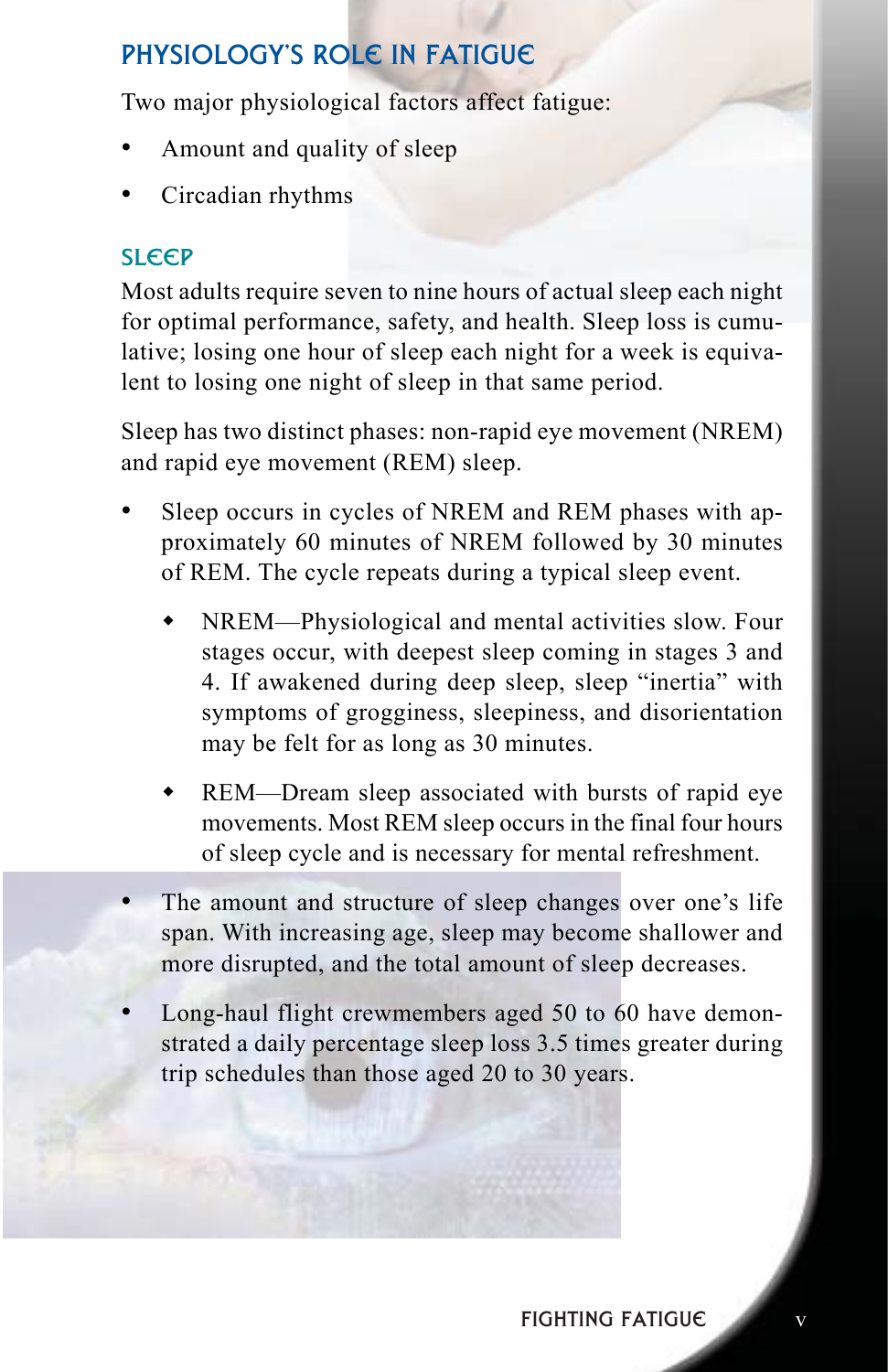## PHYSIOLOGY'S ROLE IN FATIGUE

Two major physiological factors affect fatigue:

- Amount and quality of sleep
- Circadian rhythms

### SLEEP

Most adults require seven to nine hours of actual sleep each night for optimal performance, safety, and health. Sleep loss is cumulative; losing one hour of sleep each night for a week is equivalent to losing one night of sleep in that same period.

Sleep has two distinct phases: non-rapid eye movement (NREM) and rapid eye movement (REM) sleep.

- Sleep occurs in cycles of NREM and REM phases with approximately 60 minutes of NREM followed by 30 minutes of REM. The cycle repeats during a typical sleep event.
  - NREM—Physiological and mental activities slow. Four stages occur, with deepest sleep coming in stages 3 and 4. If awakened during deep sleep, sleep "inertia" with symptoms of grogginess, sleepiness, and disorientation may be felt for as long as 30 minutes.
  - REM—Dream sleep associated with bursts of rapid eye movements. Most REM sleep occurs in the final four hours of sleep cycle and is necessary for mental refreshment.
- The amount and structure of sleep changes over one's life span. With increasing age, sleep may become shallower and more disrupted, and the total amount of sleep decreases.
- Long-haul flight crewmembers aged 50 to 60 have demonstrated a daily percentage sleep loss 3.5 times greater during trip schedules than those aged 20 to 30 years.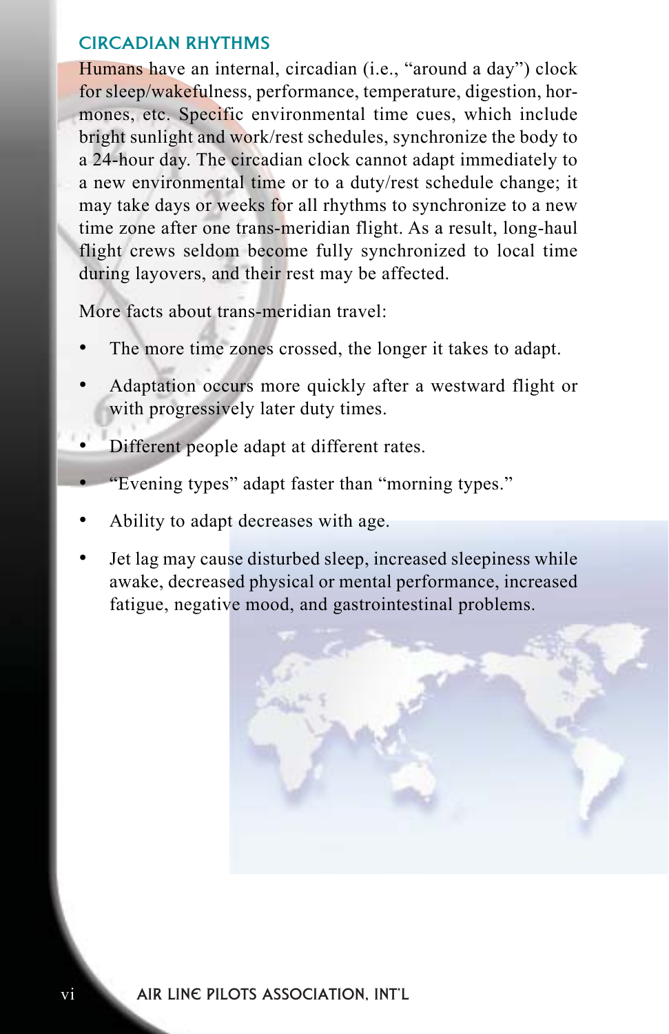## CIRCADIAN RHYTHMS

Humans have an internal, circadian (i.e., "around a day") clock for sleep/wakefulness, performance, temperature, digestion, hormones, etc. Specific environmental time cues, which include bright sunlight and work/rest schedules, synchronize the body to a 24-hour day. The circadian clock cannot adapt immediately to a new environmental time or to a duty/rest schedule change; it may take days or weeks for all rhythms to synchronize to a new time zone after one trans-meridian flight. As a result, long-haul flight crews seldom become fully synchronized to local time during layovers, and their rest may be affected.

More facts about trans-meridian travel:

- The more time zones crossed, the longer it takes to adapt.
- Adaptation occurs more quickly after a westward flight or with progressively later duty times.
- Different people adapt at different rates.
- "Evening types" adapt faster than "morning types."
- Ability to adapt decreases with age.
- Jet lag may cause disturbed sleep, increased sleepiness while awake, decreased physical or mental performance, increased fatigue, negative mood, and gastrointestinal problems.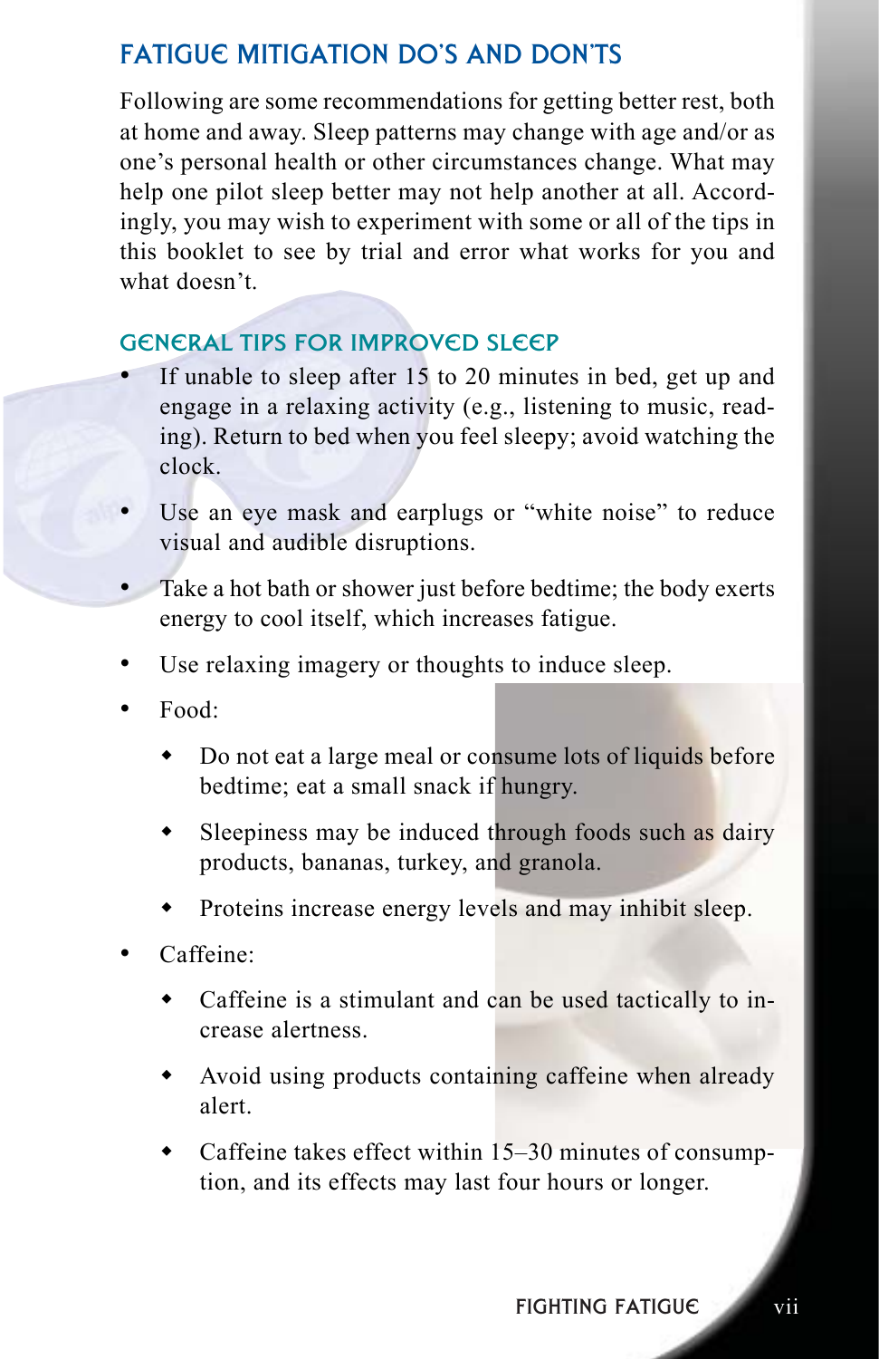## FATIGUE MITIGATION DO'S AND DON'TS

Following are some recommendations for getting better rest, both at home and away. Sleep patterns may change with age and/or as one's personal health or other circumstances change. What may help one pilot sleep better may not help another at all. Accordingly, you may wish to experiment with some or all of the tips in this booklet to see by trial and error what works for you and what doesn't.

### GENERAL TIPS FOR IMPROVED SLEEP

- If unable to sleep after 15 to 20 minutes in bed, get up and engage in a relaxing activity (e.g., listening to music, reading). Return to bed when you feel sleepy; avoid watching the clock.
- Use an eye mask and earplugs or "white noise" to reduce visual and audible disruptions.
- Take a hot bath or shower just before bedtime; the body exerts energy to cool itself, which increases fatigue.
- Use relaxing imagery or thoughts to induce sleep.
- Food:
  - Do not eat a large meal or consume lots of liquids before bedtime; eat a small snack if hungry.
  - Sleepiness may be induced through foods such as dairy products, bananas, turkey, and granola.
  - Proteins increase energy levels and may inhibit sleep.
- Caffeine:
  - Caffeine is a stimulant and can be used tactically to increase alertness.
  - Avoid using products containing caffeine when already alert.
  - Caffeine takes effect within 15–30 minutes of consumption, and its effects may last four hours or longer.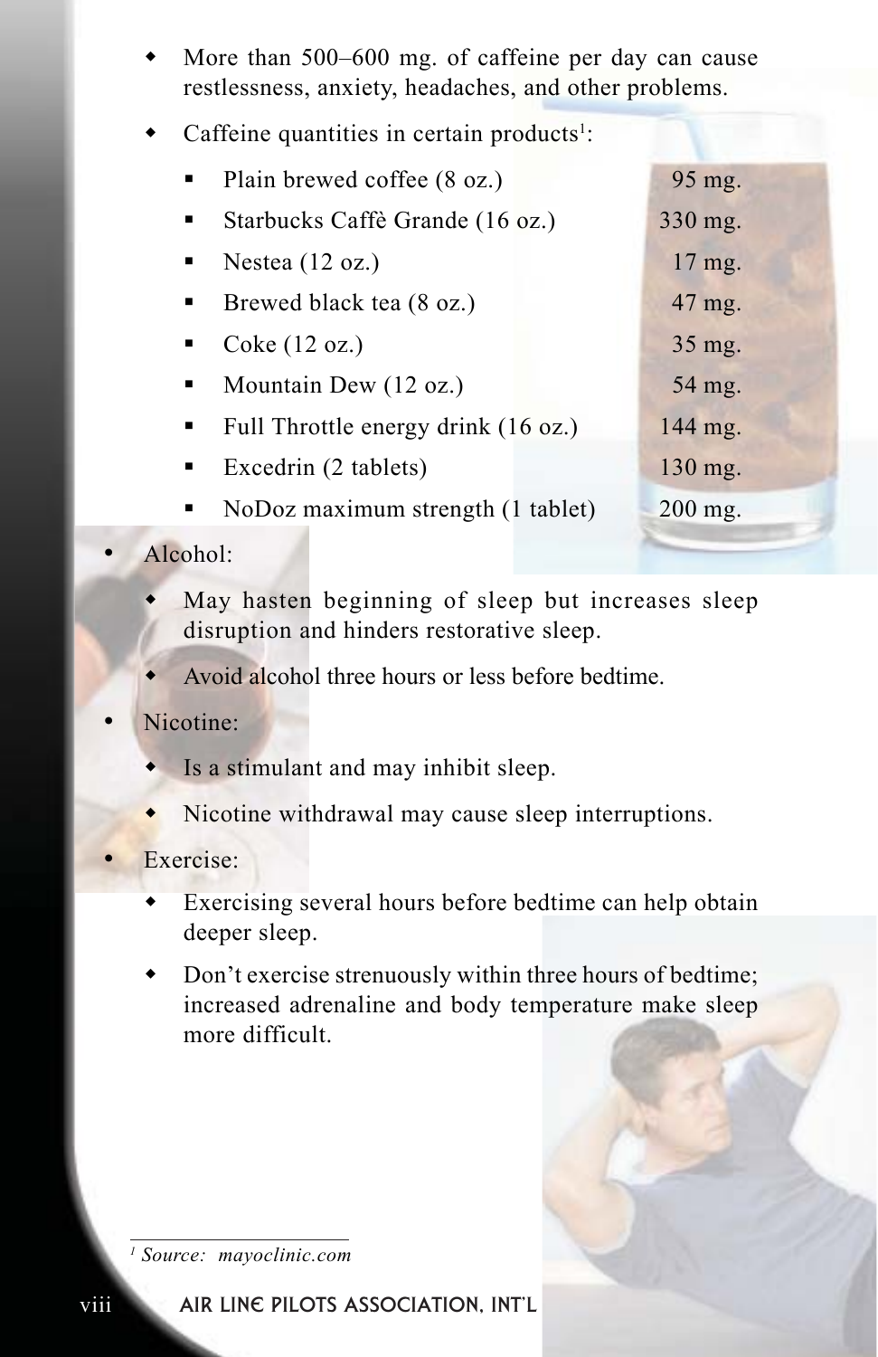- More than 500–600 mg. of caffeine per day can cause restlessness, anxiety, headaches, and other problems.
- Caffeine quantities in certain products[1]:
  - Plain brewed coffee (8 oz.) 95 mg.
  - Starbucks Caffè Grande (16 oz.) 330 mg.
  - Nestea (12 oz.) 17 mg.
  - Brewed black tea (8 oz.) 47 mg.
  - Coke (12 oz.) 35 mg.
  - Mountain Dew (12 oz.) 54 mg.
  - Full Throttle energy drink (16 oz.) 144 mg.
  - Excedrin (2 tablets) 130 mg.
  - NoDoz maximum strength (1 tablet) 200 mg.

- Alcohol:
  - May hasten beginning of sleep but increases sleep disruption and hinders restorative sleep.
  - Avoid alcohol three hours or less before bedtime.
- Nicotine:
  - Is a stimulant and may inhibit sleep.
  - Nicotine withdrawal may cause sleep interruptions.
- Exercise:
  - Exercising several hours before bedtime can help obtain deeper sleep.
  - Don't exercise strenuously within three hours of bedtime; increased adrenaline and body temperature make sleep more difficult.

---

[1] *Source: mayoclinic.com*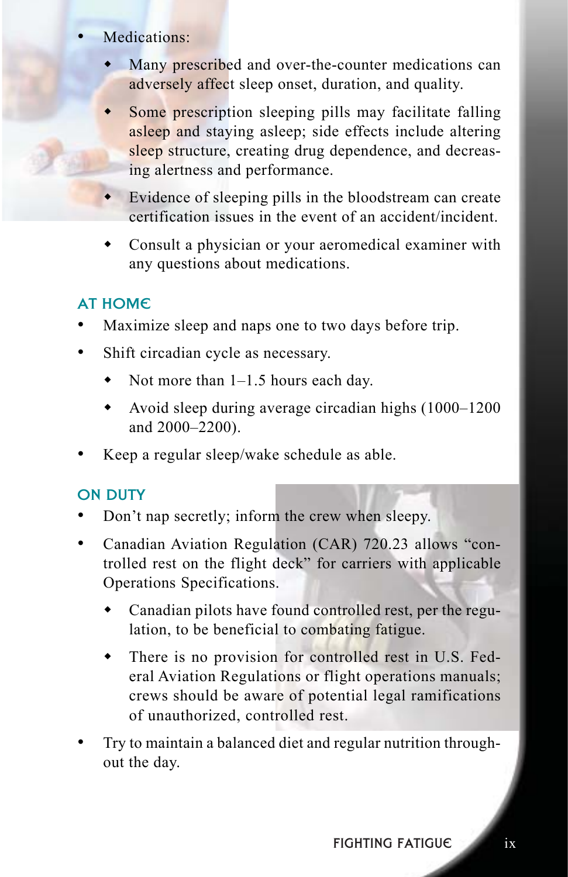- Medications:
  - Many prescribed and over-the-counter medications can adversely affect sleep onset, duration, and quality.
  - Some prescription sleeping pills may facilitate falling asleep and staying asleep; side effects include altering sleep structure, creating drug dependence, and decreasing alertness and performance.
  - Evidence of sleeping pills in the bloodstream can create certification issues in the event of an accident/incident.
  - Consult a physician or your aeromedical examiner with any questions about medications.

## AT HOME

- Maximize sleep and naps one to two days before trip.
- Shift circadian cycle as necessary.
  - Not more than 1–1.5 hours each day.
  - Avoid sleep during average circadian highs (1000–1200 and 2000–2200).
- Keep a regular sleep/wake schedule as able.

## ON DUTY

- Don't nap secretly; inform the crew when sleepy.
- Canadian Aviation Regulation (CAR) 720.23 allows "controlled rest on the flight deck" for carriers with applicable Operations Specifications.
  - Canadian pilots have found controlled rest, per the regulation, to be beneficial to combating fatigue.
  - There is no provision for controlled rest in U.S. Federal Aviation Regulations or flight operations manuals; crews should be aware of potential legal ramifications of unauthorized, controlled rest.
- Try to maintain a balanced diet and regular nutrition throughout the day.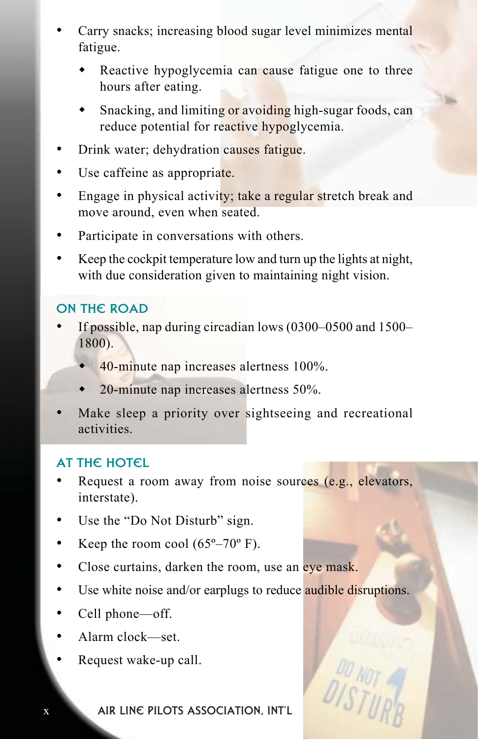- Carry snacks; increasing blood sugar level minimizes mental fatigue.
  - Reactive hypoglycemia can cause fatigue one to three hours after eating.
  - Snacking, and limiting or avoiding high-sugar foods, can reduce potential for reactive hypoglycemia.
- Drink water; dehydration causes fatigue.
- Use caffeine as appropriate.
- Engage in physical activity; take a regular stretch break and move around, even when seated.
- Participate in conversations with others.
- Keep the cockpit temperature low and turn up the lights at night, with due consideration given to maintaining night vision.

## ON THE ROAD

- If possible, nap during circadian lows (0300–0500 and 1500–1800).
  - 40-minute nap increases alertness 100%.
  - 20-minute nap increases alertness 50%.
- Make sleep a priority over sightseeing and recreational activities.

## AT THE HOTEL

- Request a room away from noise sources (e.g., elevators, interstate).
- Use the "Do Not Disturb" sign.
- Keep the room cool (65º–70º F).
- Close curtains, darken the room, use an eye mask.
- Use white noise and/or earplugs to reduce audible disruptions.
- Cell phone—off.
- Alarm clock—set.
- Request wake-up call.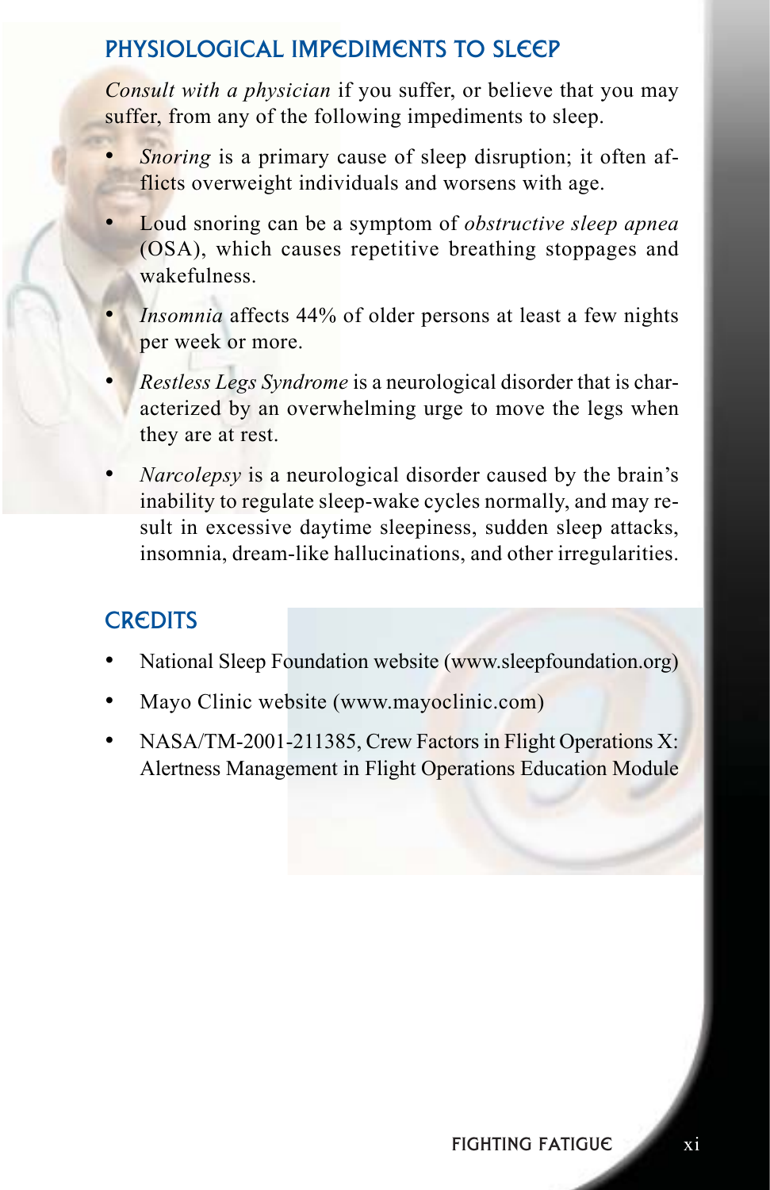## PHYSIOLOGICAL IMPEDIMENTS TO SLEEP

*Consult with a physician* if you suffer, or believe that you may suffer, from any of the following impediments to sleep.

- *Snoring* is a primary cause of sleep disruption; it often afflicts overweight individuals and worsens with age.
- Loud snoring can be a symptom of *obstructive sleep apnea* (OSA), which causes repetitive breathing stoppages and wakefulness.
- *Insomnia* affects 44% of older persons at least a few nights per week or more.
- *Restless Legs Syndrome* is a neurological disorder that is characterized by an overwhelming urge to move the legs when they are at rest.
- *Narcolepsy* is a neurological disorder caused by the brain's inability to regulate sleep-wake cycles normally, and may result in excessive daytime sleepiness, sudden sleep attacks, insomnia, dream-like hallucinations, and other irregularities.

## CREDITS

- National Sleep Foundation website (www.sleepfoundation.org)
- Mayo Clinic website (www.mayoclinic.com)
- NASA/TM-2001-211385, Crew Factors in Flight Operations X: Alertness Management in Flight Operations Education Module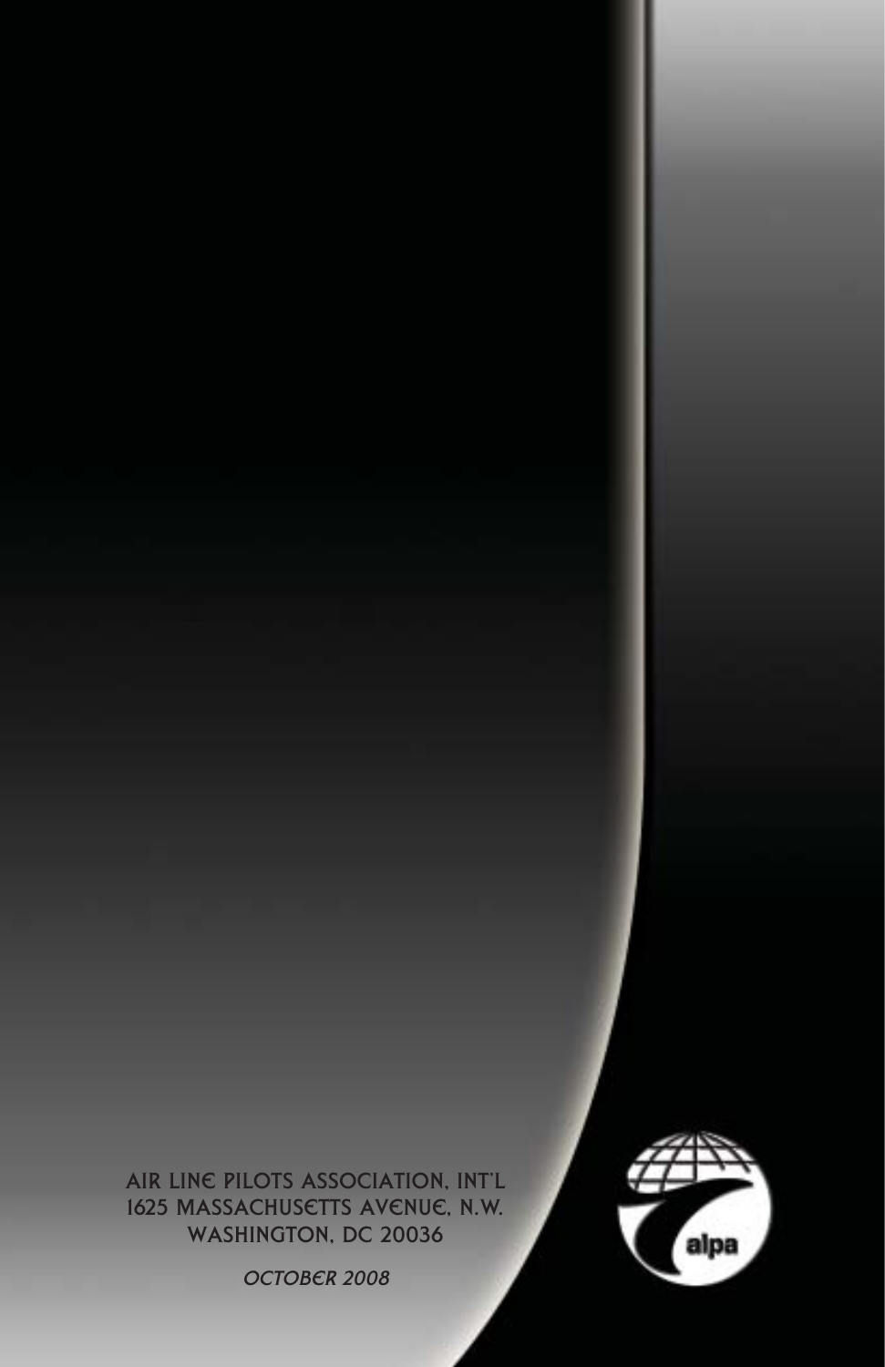AIR LINE PILOTS ASSOCIATION, INT'L
1625 MASSACHUSETTS AVENUE, N.W.
WASHINGTON, DC 20036

*OCTOBER 2008*